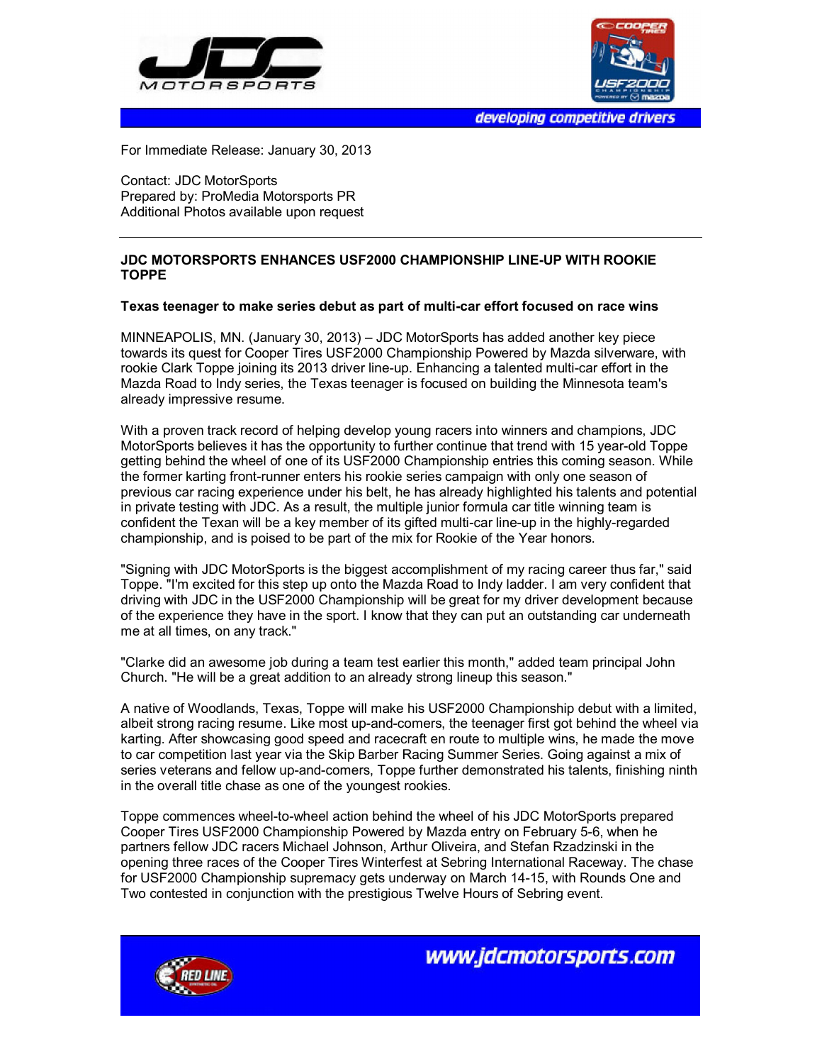For Immediate Release: January 30, 2013

Contact: JDC MotorSports
Prepared by: ProMedia Motorsports PR
Additional Photos available upon request

---

**JDC MOTORSPORTS ENHANCES USF2000 CHAMPIONSHIP LINE-UP WITH ROOKIE TOPPE**

**Texas teenager to make series debut as part of multi-car effort focused on race wins**

MINNEAPOLIS, MN. (January 30, 2013) – JDC MotorSports has added another key piece towards its quest for Cooper Tires USF2000 Championship Powered by Mazda silverware, with rookie Clark Toppe joining its 2013 driver line-up. Enhancing a talented multi-car effort in the Mazda Road to Indy series, the Texas teenager is focused on building the Minnesota team's already impressive resume.

With a proven track record of helping develop young racers into winners and champions, JDC MotorSports believes it has the opportunity to further continue that trend with 15 year-old Toppe getting behind the wheel of one of its USF2000 Championship entries this coming season. While the former karting front-runner enters his rookie series campaign with only one season of previous car racing experience under his belt, he has already highlighted his talents and potential in private testing with JDC. As a result, the multiple junior formula car title winning team is confident the Texan will be a key member of its gifted multi-car line-up in the highly-regarded championship, and is poised to be part of the mix for Rookie of the Year honors.

"Signing with JDC MotorSports is the biggest accomplishment of my racing career thus far," said Toppe. "I'm excited for this step up onto the Mazda Road to Indy ladder. I am very confident that driving with JDC in the USF2000 Championship will be great for my driver development because of the experience they have in the sport. I know that they can put an outstanding car underneath me at all times, on any track."

"Clarke did an awesome job during a team test earlier this month," added team principal John Church. "He will be a great addition to an already strong lineup this season."

A native of Woodlands, Texas, Toppe will make his USF2000 Championship debut with a limited, albeit strong racing resume. Like most up-and-comers, the teenager first got behind the wheel via karting. After showcasing good speed and racecraft en route to multiple wins, he made the move to car competition last year via the Skip Barber Racing Summer Series. Going against a mix of series veterans and fellow up-and-comers, Toppe further demonstrated his talents, finishing ninth in the overall title chase as one of the youngest rookies.

Toppe commences wheel-to-wheel action behind the wheel of his JDC MotorSports prepared Cooper Tires USF2000 Championship Powered by Mazda entry on February 5-6, when he partners fellow JDC racers Michael Johnson, Arthur Oliveira, and Stefan Rzadzinski in the opening three races of the Cooper Tires Winterfest at Sebring International Raceway. The chase for USF2000 Championship supremacy gets underway on March 14-15, with Rounds One and Two contested in conjunction with the prestigious Twelve Hours of Sebring event.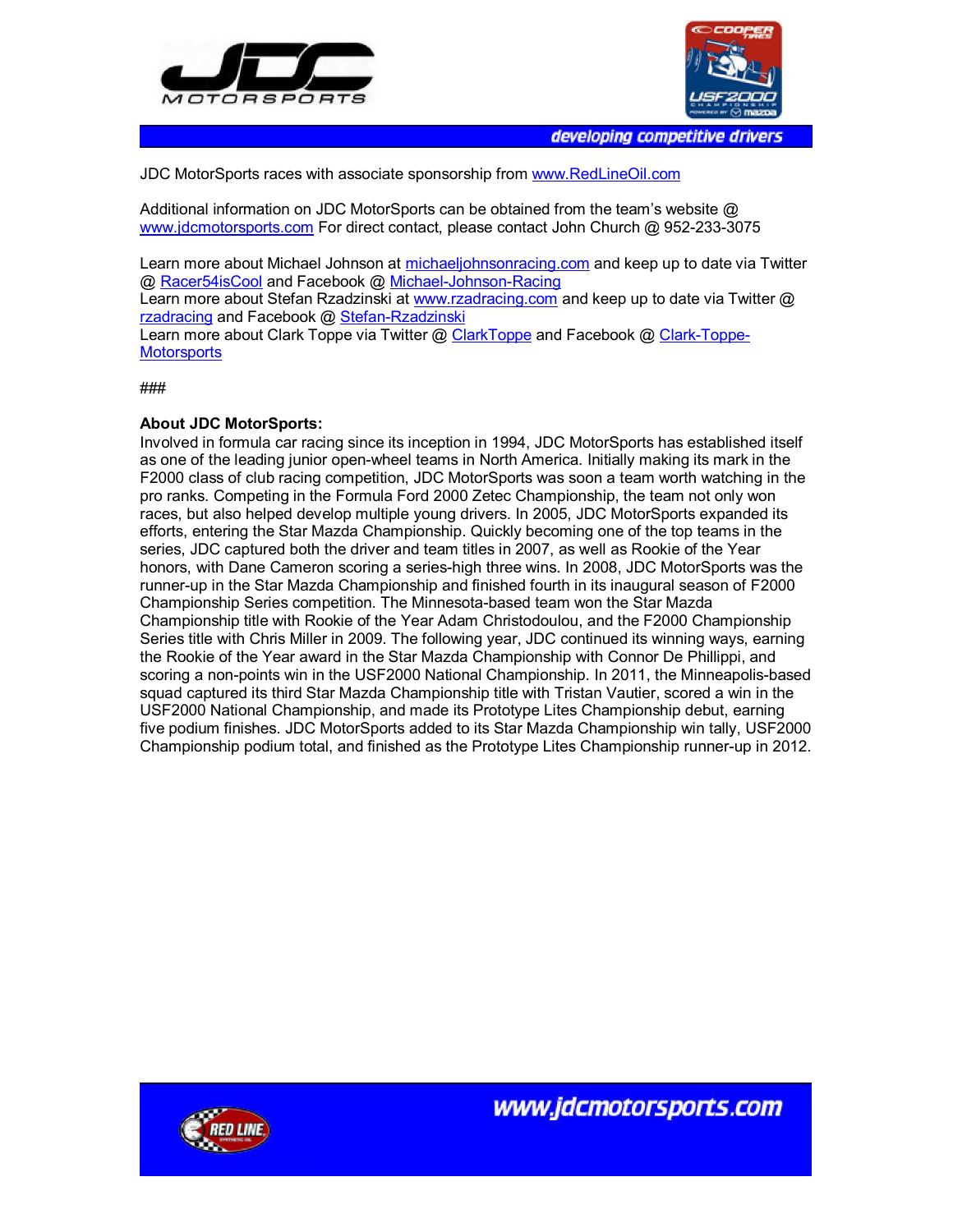JDC MotorSports races with associate sponsorship from www.RedLineOil.com

Additional information on JDC MotorSports can be obtained from the team's website @ www.jdcmotorsports.com For direct contact, please contact John Church @ 952-233-3075

Learn more about Michael Johnson at michaeljohnsonracing.com and keep up to date via Twitter @ Racer54isCool and Facebook @ Michael-Johnson-Racing
Learn more about Stefan Rzadzinski at www.rzadracing.com and keep up to date via Twitter @ rzadracing and Facebook @ Stefan-Rzadzinski
Learn more about Clark Toppe via Twitter @ ClarkToppe and Facebook @ Clark-Toppe-Motorsports

###

**About JDC MotorSports:**
Involved in formula car racing since its inception in 1994, JDC MotorSports has established itself as one of the leading junior open-wheel teams in North America. Initially making its mark in the F2000 class of club racing competition, JDC MotorSports was soon a team worth watching in the pro ranks. Competing in the Formula Ford 2000 Zetec Championship, the team not only won races, but also helped develop multiple young drivers. In 2005, JDC MotorSports expanded its efforts, entering the Star Mazda Championship. Quickly becoming one of the top teams in the series, JDC captured both the driver and team titles in 2007, as well as Rookie of the Year honors, with Dane Cameron scoring a series-high three wins. In 2008, JDC MotorSports was the runner-up in the Star Mazda Championship and finished fourth in its inaugural season of F2000 Championship Series competition. The Minnesota-based team won the Star Mazda Championship title with Rookie of the Year Adam Christodoulou, and the F2000 Championship Series title with Chris Miller in 2009. The following year, JDC continued its winning ways, earning the Rookie of the Year award in the Star Mazda Championship with Connor De Phillippi, and scoring a non-points win in the USF2000 National Championship. In 2011, the Minneapolis-based squad captured its third Star Mazda Championship title with Tristan Vautier, scored a win in the USF2000 National Championship, and made its Prototype Lites Championship debut, earning five podium finishes. JDC MotorSports added to its Star Mazda Championship win tally, USF2000 Championship podium total, and finished as the Prototype Lites Championship runner-up in 2012.